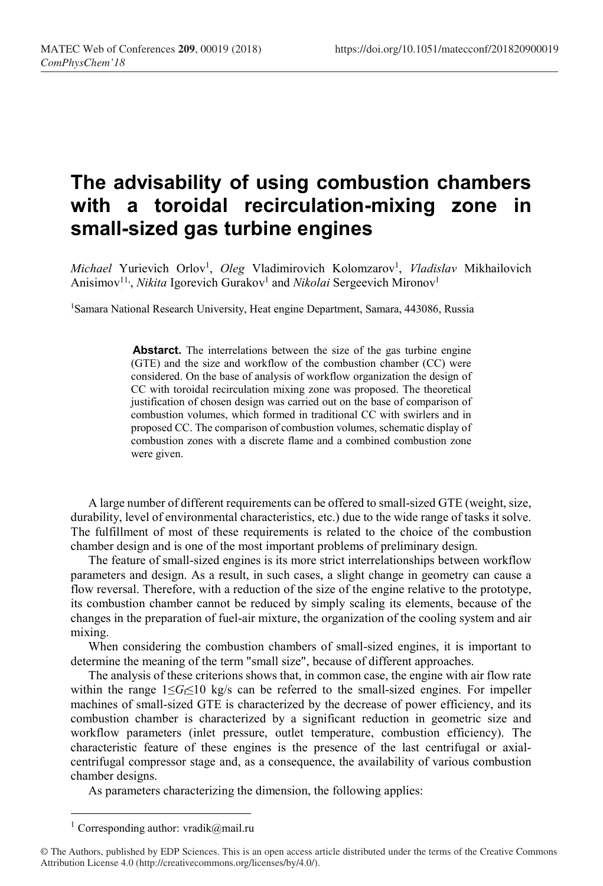# The advisability of using combustion chambers with a toroidal recirculation-mixing zone in small-sized gas turbine engines

*Michael* Yurievich Orlov[1], *Oleg* Vladimirovich Kolomzarov[1], *Vladislav* Mikhailovich Anisimov[11,], *Nikita* Igorevich Gurakov[1] and *Nikolai* Sergeevich Mironov[1]

[1]Samara National Research University, Heat engine Department, Samara, 443086, Russia

**Abstarct.** The interrelations between the size of the gas turbine engine (GTE) and the size and workflow of the combustion chamber (CC) were considered. On the base of analysis of workflow organization the design of CC with toroidal recirculation mixing zone was proposed. The theoretical justification of chosen design was carried out on the base of comparison of combustion volumes, which formed in traditional CC with swirlers and in proposed CC. The comparison of combustion volumes, schematic display of combustion zones with a discrete flame and a combined combustion zone were given.

A large number of different requirements can be offered to small-sized GTE (weight, size, durability, level of environmental characteristics, etc.) due to the wide range of tasks it solve. The fulfillment of most of these requirements is related to the choice of the combustion chamber design and is one of the most important problems of preliminary design.

The feature of small-sized engines is its more strict interrelationships between workflow parameters and design. As a result, in such cases, a slight change in geometry can cause a flow reversal. Therefore, with a reduction of the size of the engine relative to the prototype, its combustion chamber cannot be reduced by simply scaling its elements, because of the changes in the preparation of fuel-air mixture, the organization of the cooling system and air mixing.

When considering the combustion chambers of small-sized engines, it is important to determine the meaning of the term "small size", because of different approaches.

The analysis of these criterions shows that, in common case, the engine with air flow rate within the range $1 \leq G_t \leq 10$ kg/s can be referred to the small-sized engines. For impeller machines of small-sized GTE is characterized by the decrease of power efficiency, and its combustion chamber is characterized by a significant reduction in geometric size and workflow parameters (inlet pressure, outlet temperature, combustion efficiency). The characteristic feature of these engines is the presence of the last centrifugal or axial-centrifugal compressor stage and, as a consequence, the availability of various combustion chamber designs.

As parameters characterizing the dimension, the following applies:

---

[1] Corresponding author: vradik@mail.ru

© The Authors, published by EDP Sciences. This is an open access article distributed under the terms of the Creative Commons Attribution License 4.0 (http://creativecommons.org/licenses/by/4.0/).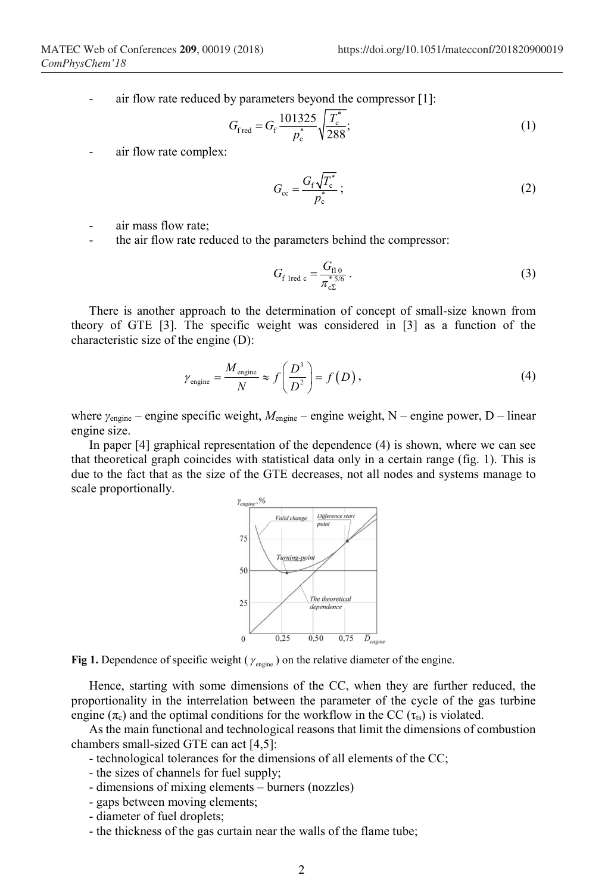- air flow rate reduced by parameters beyond the compressor [1]:

$$G_{\text{f red}} = G_{\text{f}} \frac{101325}{p_{\text{c}}^{*}} \sqrt{\frac{T_{\text{c}}^{*}}{288}}; \tag{1}$$

- air flow rate complex:

$$G_{\text{cc}} = \frac{G_{\text{f}} \sqrt{T_{\text{c}}^{*}}}{p_{\text{c}}^{*}}; \tag{2}$$

- air mass flow rate;
- the air flow rate reduced to the parameters behind the compressor:

$$G_{\text{f 1red c}} = \frac{G_{\text{fl 0}}}{\pi_{\text{c}\Sigma}^{*\,5/6}}. \tag{3}$$

There is another approach to the determination of concept of small-size known from theory of GTE [3]. The specific weight was considered in [3] as a function of the characteristic size of the engine (D):

$$\gamma_{\text{engine}} = \frac{M_{\text{engine}}}{N} \approx f\left(\frac{D^{3}}{D^{2}}\right) = f\left(D\right), \tag{4}$$

where $\gamma_{\text{engine}}$ – engine specific weight, $M_{\text{engine}}$ – engine weight, N – engine power, D – linear engine size.

In paper [4] graphical representation of the dependence (4) is shown, where we can see that theoretical graph coincides with statistical data only in a certain range (fig. 1). This is due to the fact that as the size of the GTE decreases, not all nodes and systems manage to scale proportionally.

$\gamma_{engine}$,%
Valid change
Difference start point
Turning-point
The theoretical dependence
75
50
25
0
0,25
0,50
0,75
$D_{engine}$

**Fig 1.** Dependence of specific weight ($\gamma_{\text{engine}}$) on the relative diameter of the engine.

Hence, starting with some dimensions of the CC, when they are further reduced, the proportionality in the interrelation between the parameter of the cycle of the gas turbine engine ($\pi_c$) and the optimal conditions for the workflow in the CC ($\tau_{ts}$) is violated.

As the main functional and technological reasons that limit the dimensions of combustion chambers small-sized GTE can act [4,5]:

- technological tolerances for the dimensions of all elements of the CC;
- the sizes of channels for fuel supply;
- dimensions of mixing elements – burners (nozzles)
- gaps between moving elements;
- diameter of fuel droplets;
- the thickness of the gas curtain near the walls of the flame tube;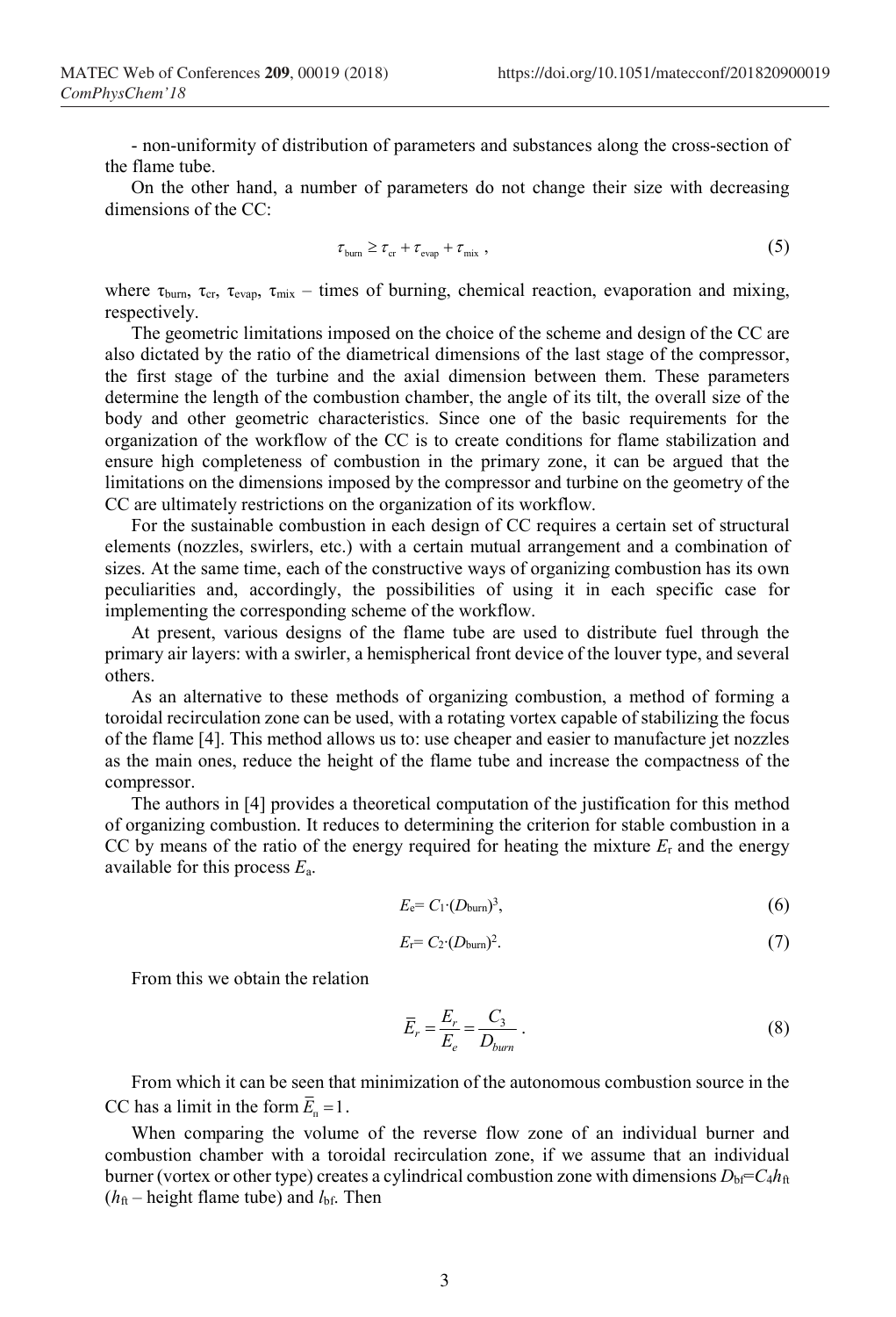- non-uniformity of distribution of parameters and substances along the cross-section of the flame tube.

On the other hand, a number of parameters do not change their size with decreasing dimensions of the CC:

$$\tau_{burn} \geq \tau_{cr} + \tau_{evap} + \tau_{mix} \,, \tag{5}$$

where $\tau_{burn}$, $\tau_{cr}$, $\tau_{evap}$, $\tau_{mix}$ – times of burning, chemical reaction, evaporation and mixing, respectively.

The geometric limitations imposed on the choice of the scheme and design of the CC are also dictated by the ratio of the diametrical dimensions of the last stage of the compressor, the first stage of the turbine and the axial dimension between them. These parameters determine the length of the combustion chamber, the angle of its tilt, the overall size of the body and other geometric characteristics. Since one of the basic requirements for the organization of the workflow of the CC is to create conditions for flame stabilization and ensure high completeness of combustion in the primary zone, it can be argued that the limitations on the dimensions imposed by the compressor and turbine on the geometry of the CC are ultimately restrictions on the organization of its workflow.

For the sustainable combustion in each design of CC requires a certain set of structural elements (nozzles, swirlers, etc.) with a certain mutual arrangement and a combination of sizes. At the same time, each of the constructive ways of organizing combustion has its own peculiarities and, accordingly, the possibilities of using it in each specific case for implementing the corresponding scheme of the workflow.

At present, various designs of the flame tube are used to distribute fuel through the primary air layers: with a swirler, a hemispherical front device of the louver type, and several others.

As an alternative to these methods of organizing combustion, a method of forming a toroidal recirculation zone can be used, with a rotating vortex capable of stabilizing the focus of the flame [4]. This method allows us to: use cheaper and easier to manufacture jet nozzles as the main ones, reduce the height of the flame tube and increase the compactness of the compressor.

The authors in [4] provides a theoretical computation of the justification for this method of organizing combustion. It reduces to determining the criterion for stable combustion in a CC by means of the ratio of the energy required for heating the mixture $E_r$ and the energy available for this process $E_a$.

$$E_e = C_1 \cdot (D_{burn})^3, \tag{6}$$

$$E_r = C_2 \cdot (D_{burn})^2. \tag{7}$$

From this we obtain the relation

$$\overline{E}_r = \frac{E_r}{E_e} = \frac{C_3}{D_{burn}} \,. \tag{8}$$

From which it can be seen that minimization of the autonomous combustion source in the CC has a limit in the form $\overline{E}_{\text{r}} = 1$.

When comparing the volume of the reverse flow zone of an individual burner and combustion chamber with a toroidal recirculation zone, if we assume that an individual burner (vortex or other type) creates a cylindrical combustion zone with dimensions $D_{bf}=C_4 h_{ft}$ ($h_{ft}$ – height flame tube) and $l_{bf}$. Then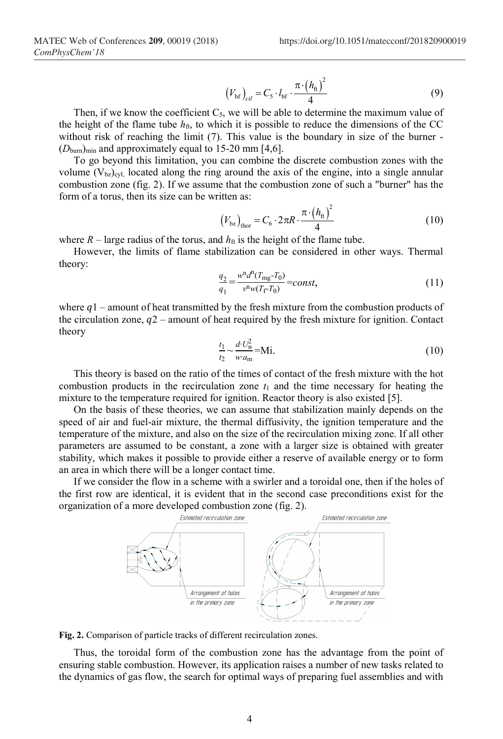$$\left(V_{\mathrm{bf}}\right)_{cil} = C_5 \cdot l_{\mathrm{bf}} \cdot \frac{\pi \cdot \left(h_{\mathrm{ft}}\right)^2}{4} \tag{9}$$

Then, if we know the coefficient $C_5$, we will be able to determine the maximum value of the height of the flame tube $h_{\mathrm{ft}}$, to which it is possible to reduce the dimensions of the CC without risk of reaching the limit (7). This value is the boundary in size of the burner - $(D_{\mathrm{burn}})_{\mathrm{min}}$ and approximately equal to 15-20 mm [4,6].

To go beyond this limitation, you can combine the discrete combustion zones with the volume $(V_{\mathrm{bz}})_{\mathrm{cyl}}$, located along the ring around the axis of the engine, into a single annular combustion zone (fig. 2). If we assume that the combustion zone of such a "burner" has the form of a torus, then its size can be written as:

$$\left(V_{\mathrm{bz}}\right)_{\mathrm{thor}} = C_6 \cdot 2\pi R \cdot \frac{\pi \cdot \left(h_{\mathrm{ft}}\right)^2}{4} \tag{10}$$

where $R$ – large radius of the torus, and $h_{\mathrm{ft}}$ is the height of the flame tube.

However, the limits of flame stabilization can be considered in other ways. Thermal theory:

$$\frac{q_2}{q_1} = \frac{w^{\mathrm{n}} d^{\mathrm{n}} (T_{\mathrm{mg}} - T_0)}{v^{\mathrm{n}} w (T_{\mathrm{f}} - T_0)} = const, \tag{11}$$

where $q1$ – amount of heat transmitted by the fresh mixture from the combustion products of the circulation zone, $q2$ – amount of heat required by the fresh mixture for ignition. Contact theory

$$\frac{t_1}{t_2} \sim \frac{d \cdot U_{\mathrm{H}}^2}{w \cdot a_{\mathrm{m}}} = \mathrm{Mi}. \tag{10}$$

This theory is based on the ratio of the times of contact of the fresh mixture with the hot combustion products in the recirculation zone $t_1$ and the time necessary for heating the mixture to the temperature required for ignition. Reactor theory is also existed [5].

On the basis of these theories, we can assume that stabilization mainly depends on the speed of air and fuel-air mixture, the thermal diffusivity, the ignition temperature and the temperature of the mixture, and also on the size of the recirculation mixing zone. If all other parameters are assumed to be constant, a zone with a larger size is obtained with greater stability, which makes it possible to provide either a reserve of available energy or to form an area in which there will be a longer contact time.

If we consider the flow in a scheme with a swirler and a toroidal one, then if the holes of the first row are identical, it is evident that in the second case preconditions exist for the organization of a more developed combustion zone (fig. 2).

Estimated recirculation zone

Estimated recirculation zone

Arrangement of holes in the primary zone

Arrangement of holes in the primary zone

**Fig. 2.** Comparison of particle tracks of different recirculation zones.

Thus, the toroidal form of the combustion zone has the advantage from the point of ensuring stable combustion. However, its application raises a number of new tasks related to the dynamics of gas flow, the search for optimal ways of preparing fuel assemblies and with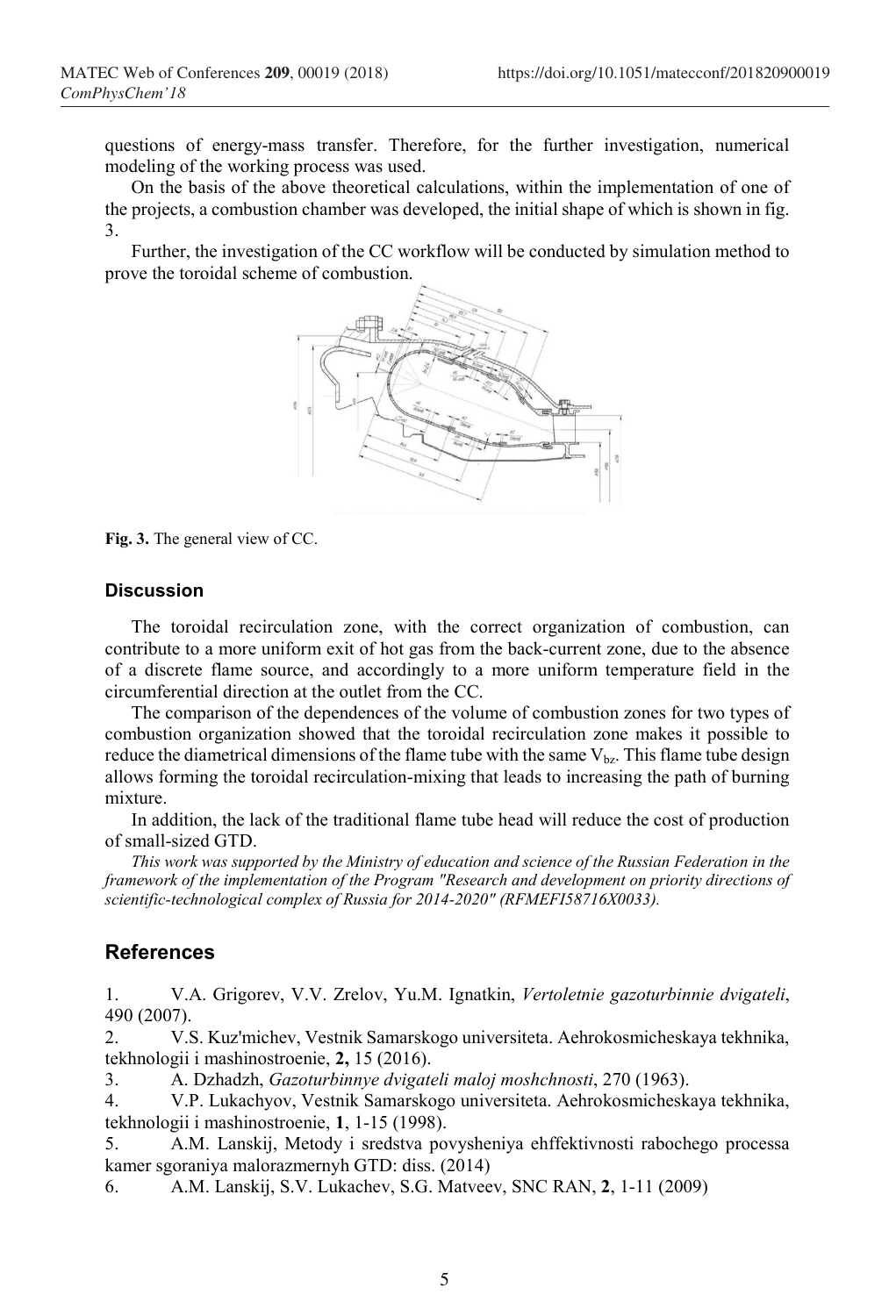questions of energy-mass transfer. Therefore, for the further investigation, numerical modeling of the working process was used.

On the basis of the above theoretical calculations, within the implementation of one of the projects, a combustion chamber was developed, the initial shape of which is shown in fig. 3.

Further, the investigation of the CC workflow will be conducted by simulation method to prove the toroidal scheme of combustion.

**Fig. 3.** The general view of CC.

## Discussion

The toroidal recirculation zone, with the correct organization of combustion, can contribute to a more uniform exit of hot gas from the back-current zone, due to the absence of a discrete flame source, and accordingly to a more uniform temperature field in the circumferential direction at the outlet from the CC.

The comparison of the dependences of the volume of combustion zones for two types of combustion organization showed that the toroidal recirculation zone makes it possible to reduce the diametrical dimensions of the flame tube with the same $V_{bz}$. This flame tube design allows forming the toroidal recirculation-mixing that leads to increasing the path of burning mixture.

In addition, the lack of the traditional flame tube head will reduce the cost of production of small-sized GTD.

*This work was supported by the Ministry of education and science of the Russian Federation in the framework of the implementation of the Program "Research and development on priority directions of scientific-technological complex of Russia for 2014-2020" (RFMEFI58716X0033).*

## References

1. V.A. Grigorev, V.V. Zrelov, Yu.M. Ignatkin, *Vertoletnie gazoturbinnie dvigateli*, 490 (2007).
2. V.S. Kuz'michev, Vestnik Samarskogo universiteta. Aehrokosmicheskaya tekhnika, tekhnologii i mashinostroenie, **2,** 15 (2016).
3. A. Dzhadzh, *Gazoturbinnye dvigateli maloj moshchnosti*, 270 (1963).
4. V.P. Lukachyov, Vestnik Samarskogo universiteta. Aehrokosmicheskaya tekhnika, tekhnologii i mashinostroenie, **1**, 1-15 (1998).
5. A.M. Lanskij, Metody i sredstva povysheniya ehffektivnosti rabochego processa kamer sgoraniya malorazmernyh GTD: diss. (2014)
6. A.M. Lanskij, S.V. Lukachev, S.G. Matveev, SNC RAN, **2**, 1-11 (2009)